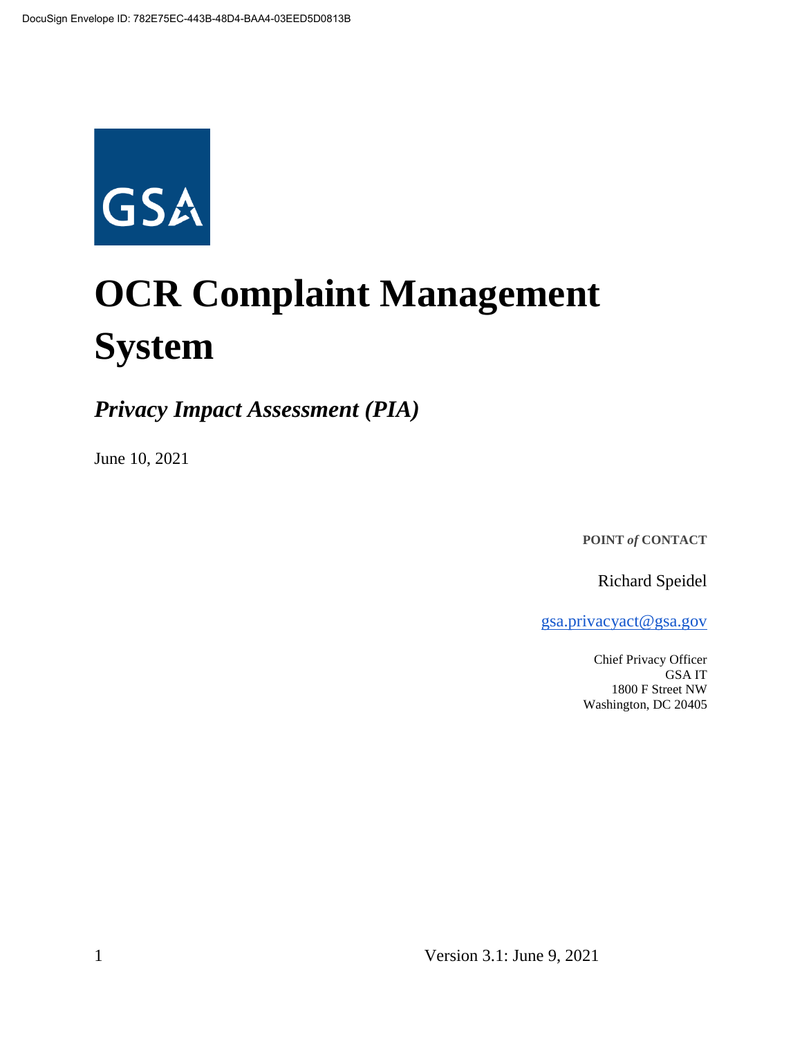GSA

# OCR Complaint Management System

## *Privacy Impact Assessment (PIA)*

June 10, 2021

**POINT *of* CONTACT**

Richard Speidel

gsa.privacyact@gsa.gov

Chief Privacy Officer
GSA IT
1800 F Street NW
Washington, DC 20405

Version 3.1: June 9, 2021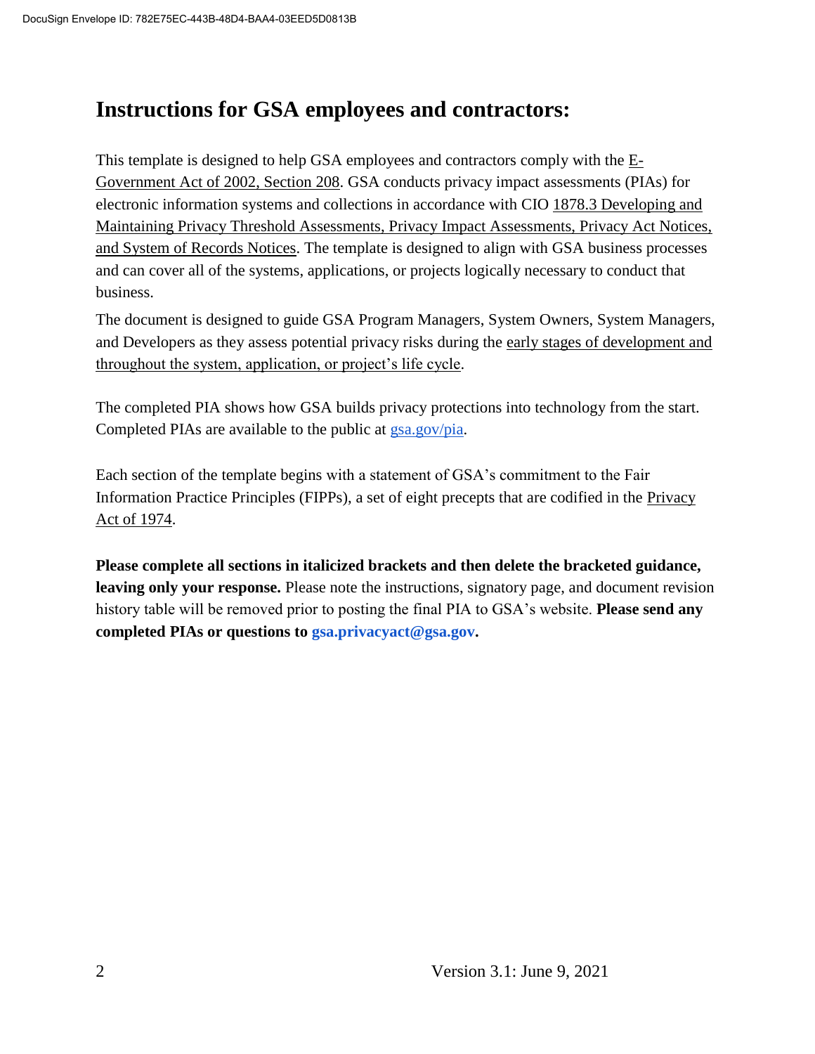# Instructions for GSA employees and contractors:

This template is designed to help GSA employees and contractors comply with the E-Government Act of 2002, Section 208. GSA conducts privacy impact assessments (PIAs) for electronic information systems and collections in accordance with CIO 1878.3 Developing and Maintaining Privacy Threshold Assessments, Privacy Impact Assessments, Privacy Act Notices, and System of Records Notices. The template is designed to align with GSA business processes and can cover all of the systems, applications, or projects logically necessary to conduct that business.

The document is designed to guide GSA Program Managers, System Owners, System Managers, and Developers as they assess potential privacy risks during the early stages of development and throughout the system, application, or project's life cycle.

The completed PIA shows how GSA builds privacy protections into technology from the start. Completed PIAs are available to the public at gsa.gov/pia.

Each section of the template begins with a statement of GSA's commitment to the Fair Information Practice Principles (FIPPs), a set of eight precepts that are codified in the Privacy Act of 1974.

**Please complete all sections in italicized brackets and then delete the bracketed guidance, leaving only your response.** Please note the instructions, signatory page, and document revision history table will be removed prior to posting the final PIA to GSA's website. **Please send any completed PIAs or questions to gsa.privacyact@gsa.gov.**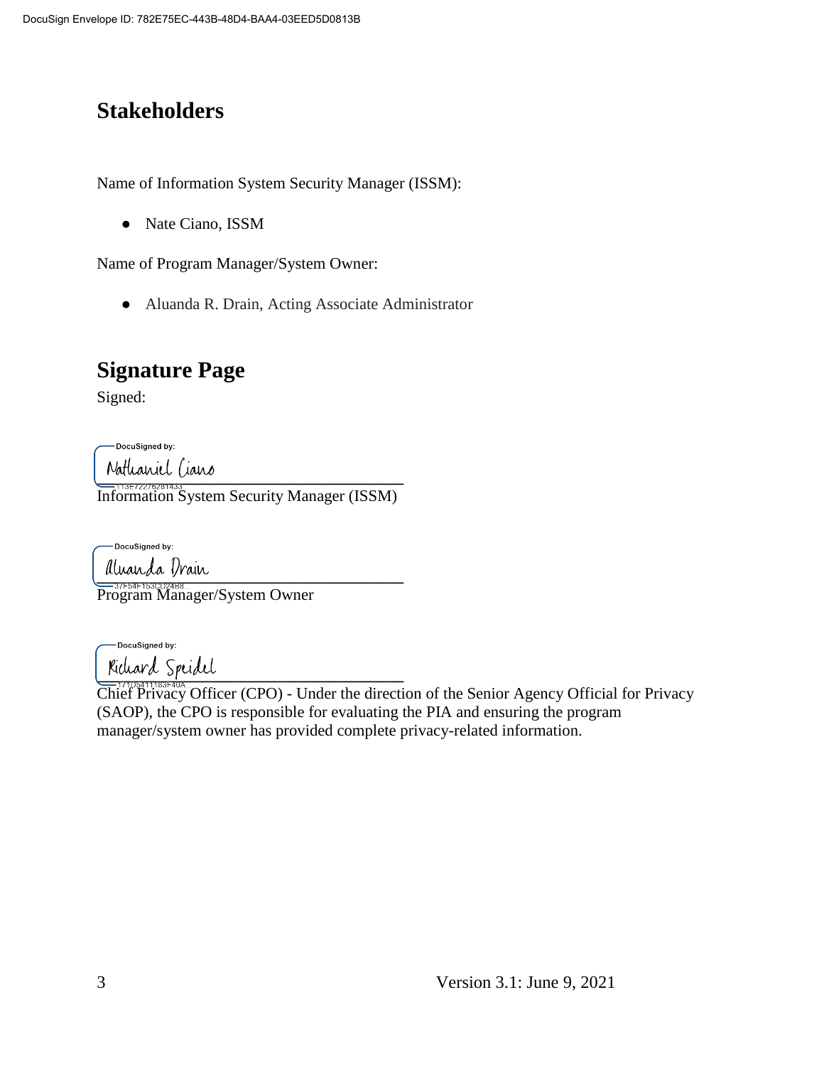## Stakeholders

Name of Information System Security Manager (ISSM):

- Nate Ciano, ISSM

Name of Program Manager/System Owner:

- Aluanda R. Drain, Acting Associate Administrator

## Signature Page

Signed:

DocuSigned by:
Nathaniel Ciano
113E72276281433

Information System Security Manager (ISSM)

DocuSigned by:
Aluanda Drain
37F54F153CD24B8

Program Manager/System Owner

DocuSigned by:
Richard Speidel
171D5411183F40A

Chief Privacy Officer (CPO) - Under the direction of the Senior Agency Official for Privacy (SAOP), the CPO is responsible for evaluating the PIA and ensuring the program manager/system owner has provided complete privacy-related information.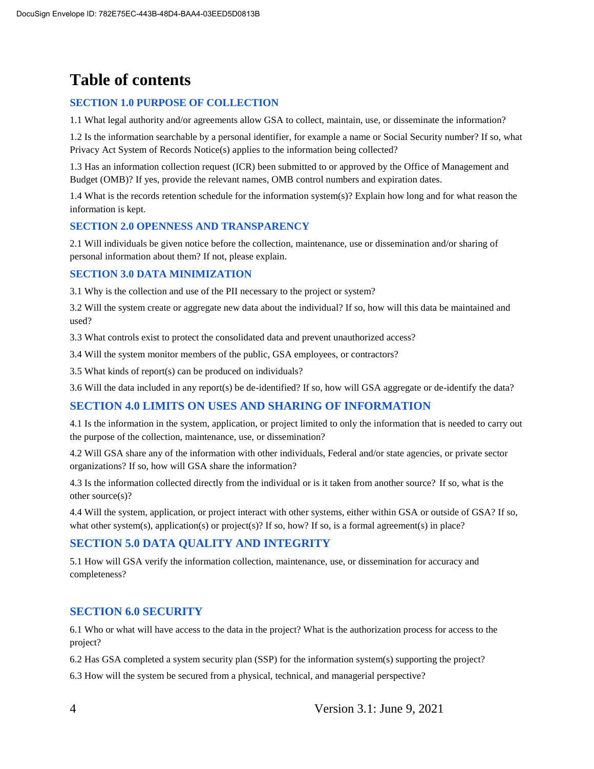# Table of contents

## SECTION 1.0 PURPOSE OF COLLECTION

1.1 What legal authority and/or agreements allow GSA to collect, maintain, use, or disseminate the information?

1.2 Is the information searchable by a personal identifier, for example a name or Social Security number? If so, what Privacy Act System of Records Notice(s) applies to the information being collected?

1.3 Has an information collection request (ICR) been submitted to or approved by the Office of Management and Budget (OMB)? If yes, provide the relevant names, OMB control numbers and expiration dates.

1.4 What is the records retention schedule for the information system(s)? Explain how long and for what reason the information is kept.

## SECTION 2.0 OPENNESS AND TRANSPARENCY

2.1 Will individuals be given notice before the collection, maintenance, use or dissemination and/or sharing of personal information about them? If not, please explain.

## SECTION 3.0 DATA MINIMIZATION

3.1 Why is the collection and use of the PII necessary to the project or system?

3.2 Will the system create or aggregate new data about the individual? If so, how will this data be maintained and used?

3.3 What controls exist to protect the consolidated data and prevent unauthorized access?

3.4 Will the system monitor members of the public, GSA employees, or contractors?

3.5 What kinds of report(s) can be produced on individuals?

3.6 Will the data included in any report(s) be de-identified? If so, how will GSA aggregate or de-identify the data?

## SECTION 4.0 LIMITS ON USES AND SHARING OF INFORMATION

4.1 Is the information in the system, application, or project limited to only the information that is needed to carry out the purpose of the collection, maintenance, use, or dissemination?

4.2 Will GSA share any of the information with other individuals, Federal and/or state agencies, or private sector organizations? If so, how will GSA share the information?

4.3 Is the information collected directly from the individual or is it taken from another source? If so, what is the other source(s)?

4.4 Will the system, application, or project interact with other systems, either within GSA or outside of GSA? If so, what other system(s), application(s) or project(s)? If so, how? If so, is a formal agreement(s) in place?

## SECTION 5.0 DATA QUALITY AND INTEGRITY

5.1 How will GSA verify the information collection, maintenance, use, or dissemination for accuracy and completeness?

## SECTION 6.0 SECURITY

6.1 Who or what will have access to the data in the project? What is the authorization process for access to the project?

6.2 Has GSA completed a system security plan (SSP) for the information system(s) supporting the project?

6.3 How will the system be secured from a physical, technical, and managerial perspective?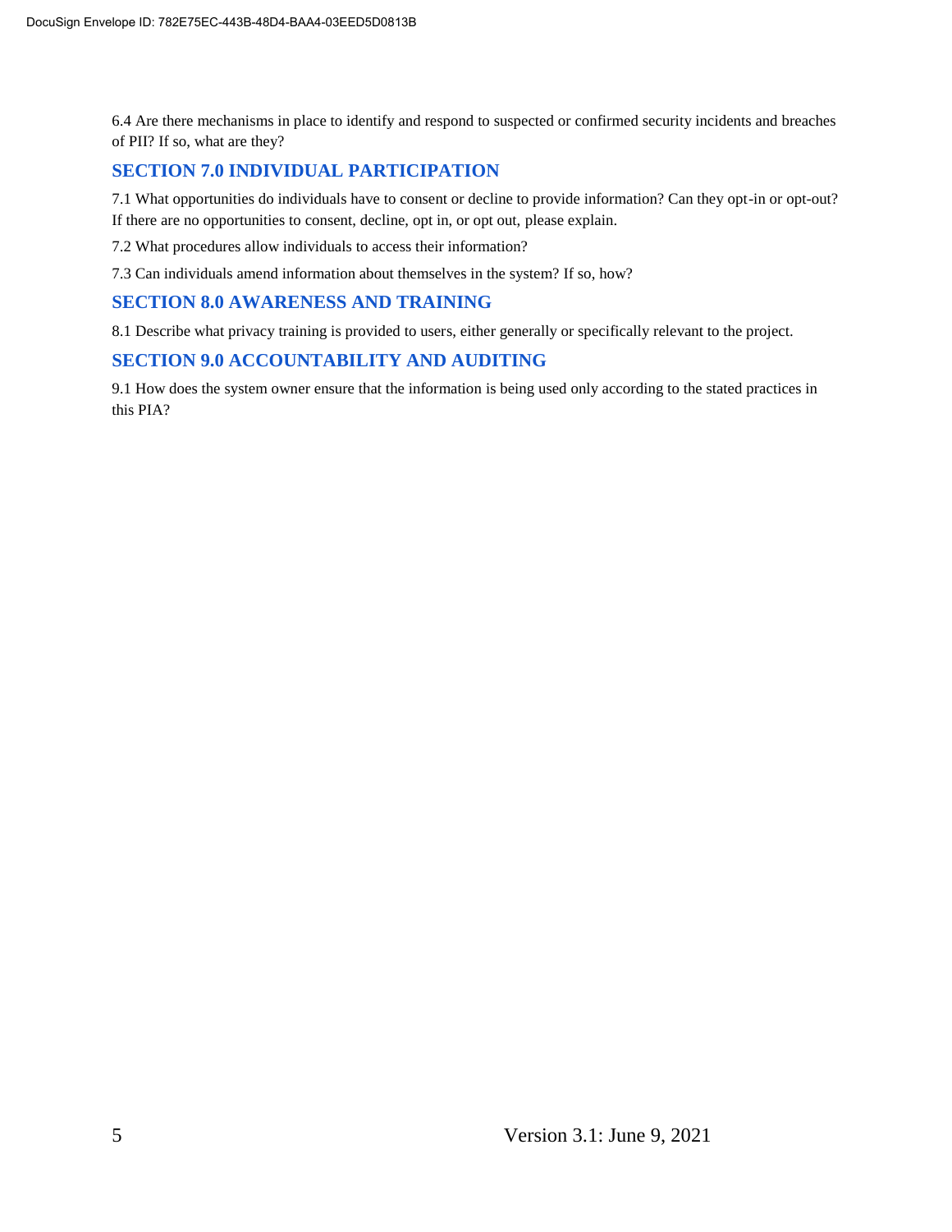6.4 Are there mechanisms in place to identify and respond to suspected or confirmed security incidents and breaches of PII? If so, what are they?

## SECTION 7.0 INDIVIDUAL PARTICIPATION

7.1 What opportunities do individuals have to consent or decline to provide information? Can they opt-in or opt-out? If there are no opportunities to consent, decline, opt in, or opt out, please explain.

7.2 What procedures allow individuals to access their information?

7.3 Can individuals amend information about themselves in the system? If so, how?

## SECTION 8.0 AWARENESS AND TRAINING

8.1 Describe what privacy training is provided to users, either generally or specifically relevant to the project.

## SECTION 9.0 ACCOUNTABILITY AND AUDITING

9.1 How does the system owner ensure that the information is being used only according to the stated practices in this PIA?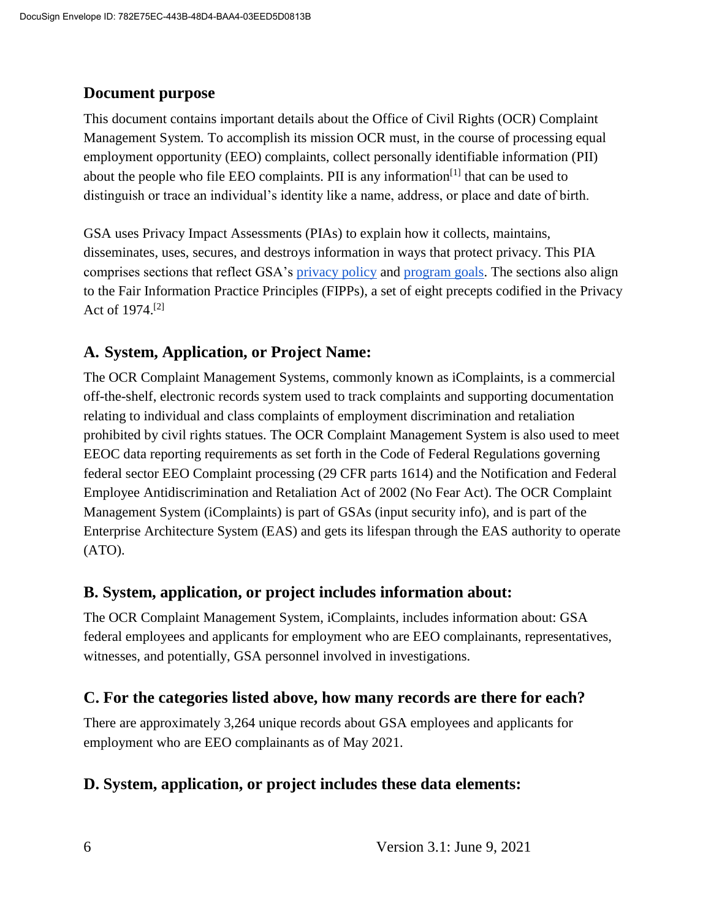## Document purpose

This document contains important details about the Office of Civil Rights (OCR) Complaint Management System. To accomplish its mission OCR must, in the course of processing equal employment opportunity (EEO) complaints, collect personally identifiable information (PII) about the people who file EEO complaints. PII is any information[1] that can be used to distinguish or trace an individual's identity like a name, address, or place and date of birth.

GSA uses Privacy Impact Assessments (PIAs) to explain how it collects, maintains, disseminates, uses, secures, and destroys information in ways that protect privacy. This PIA comprises sections that reflect GSA's privacy policy and program goals. The sections also align to the Fair Information Practice Principles (FIPPs), a set of eight precepts codified in the Privacy Act of 1974.[2]

## A. System, Application, or Project Name:

The OCR Complaint Management Systems, commonly known as iComplaints, is a commercial off-the-shelf, electronic records system used to track complaints and supporting documentation relating to individual and class complaints of employment discrimination and retaliation prohibited by civil rights statues. The OCR Complaint Management System is also used to meet EEOC data reporting requirements as set forth in the Code of Federal Regulations governing federal sector EEO Complaint processing (29 CFR parts 1614) and the Notification and Federal Employee Antidiscrimination and Retaliation Act of 2002 (No Fear Act). The OCR Complaint Management System (iComplaints) is part of GSAs (input security info), and is part of the Enterprise Architecture System (EAS) and gets its lifespan through the EAS authority to operate (ATO).

## B. System, application, or project includes information about:

The OCR Complaint Management System, iComplaints, includes information about: GSA federal employees and applicants for employment who are EEO complainants, representatives, witnesses, and potentially, GSA personnel involved in investigations.

## C. For the categories listed above, how many records are there for each?

There are approximately 3,264 unique records about GSA employees and applicants for employment who are EEO complainants as of May 2021.

## D. System, application, or project includes these data elements: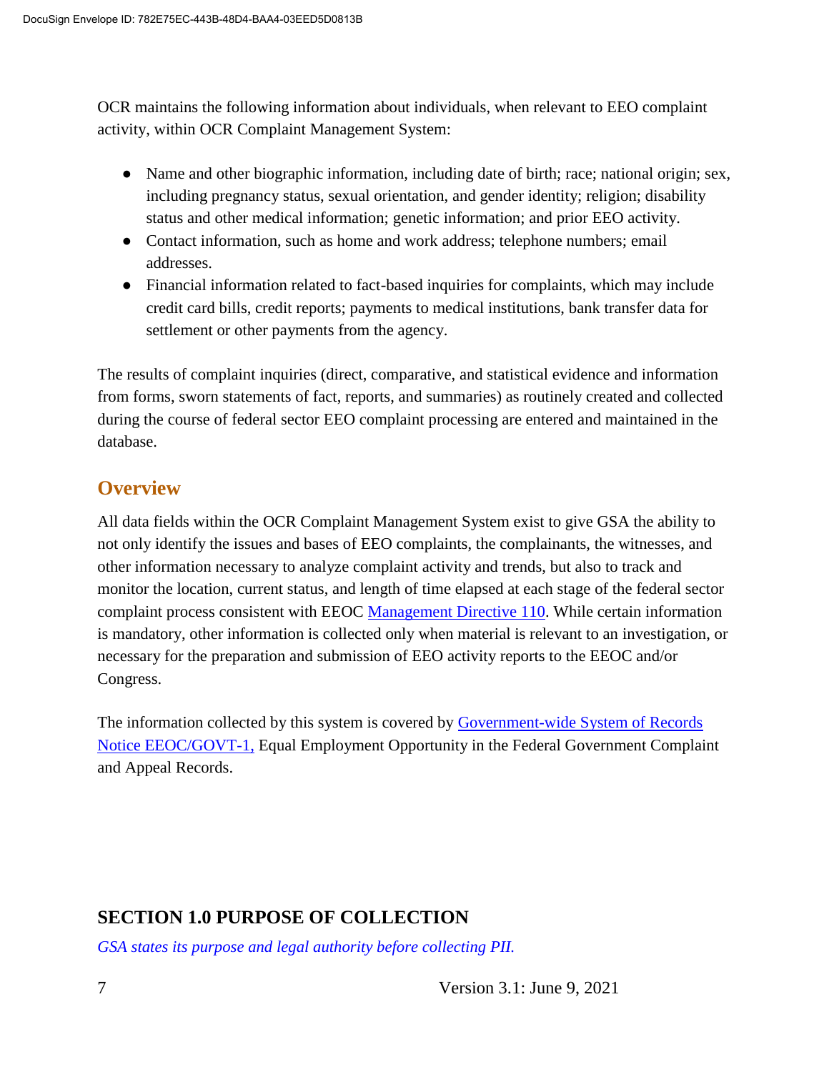OCR maintains the following information about individuals, when relevant to EEO complaint activity, within OCR Complaint Management System:

- Name and other biographic information, including date of birth; race; national origin; sex, including pregnancy status, sexual orientation, and gender identity; religion; disability status and other medical information; genetic information; and prior EEO activity.
- Contact information, such as home and work address; telephone numbers; email addresses.
- Financial information related to fact-based inquiries for complaints, which may include credit card bills, credit reports; payments to medical institutions, bank transfer data for settlement or other payments from the agency.

The results of complaint inquiries (direct, comparative, and statistical evidence and information from forms, sworn statements of fact, reports, and summaries) as routinely created and collected during the course of federal sector EEO complaint processing are entered and maintained in the database.

## Overview

All data fields within the OCR Complaint Management System exist to give GSA the ability to not only identify the issues and bases of EEO complaints, the complainants, the witnesses, and other information necessary to analyze complaint activity and trends, but also to track and monitor the location, current status, and length of time elapsed at each stage of the federal sector complaint process consistent with EEOC Management Directive 110. While certain information is mandatory, other information is collected only when material is relevant to an investigation, or necessary for the preparation and submission of EEO activity reports to the EEOC and/or Congress.

The information collected by this system is covered by Government-wide System of Records Notice EEOC/GOVT-1, Equal Employment Opportunity in the Federal Government Complaint and Appeal Records.

## SECTION 1.0 PURPOSE OF COLLECTION

*GSA states its purpose and legal authority before collecting PII.*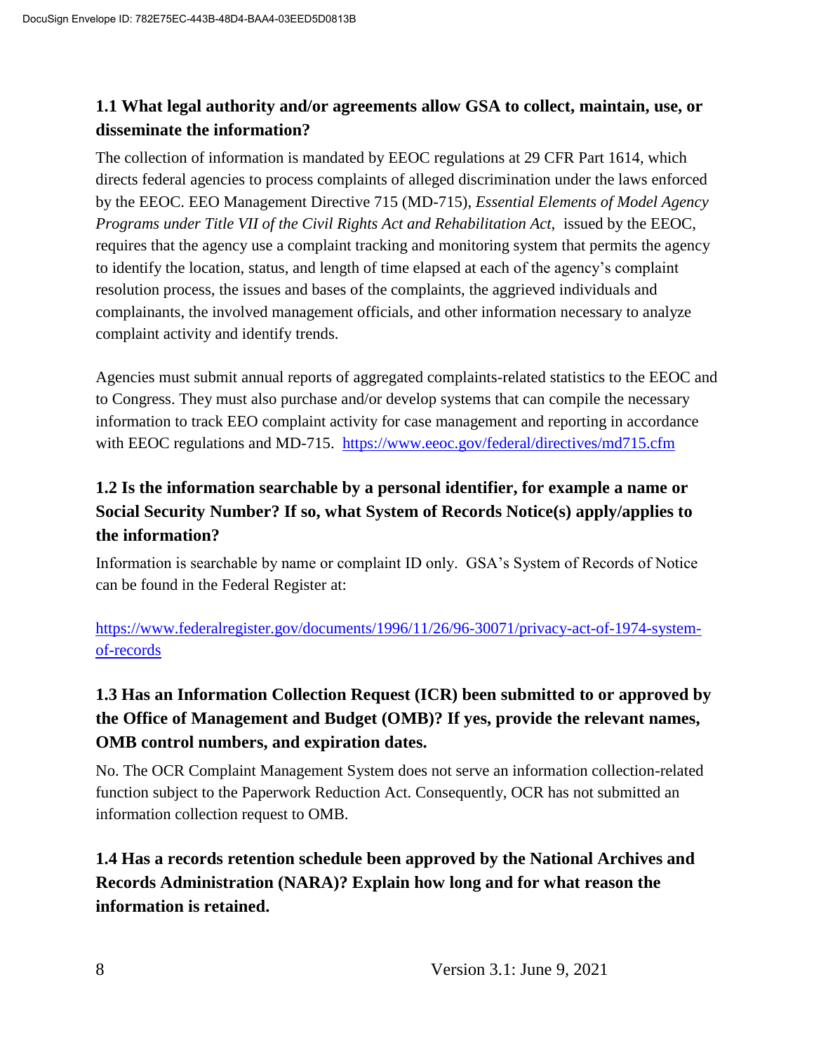### 1.1 What legal authority and/or agreements allow GSA to collect, maintain, use, or disseminate the information?

The collection of information is mandated by EEOC regulations at 29 CFR Part 1614, which directs federal agencies to process complaints of alleged discrimination under the laws enforced by the EEOC. EEO Management Directive 715 (MD-715), *Essential Elements of Model Agency Programs under Title VII of the Civil Rights Act and Rehabilitation Act,* issued by the EEOC, requires that the agency use a complaint tracking and monitoring system that permits the agency to identify the location, status, and length of time elapsed at each of the agency's complaint resolution process, the issues and bases of the complaints, the aggrieved individuals and complainants, the involved management officials, and other information necessary to analyze complaint activity and identify trends.

Agencies must submit annual reports of aggregated complaints-related statistics to the EEOC and to Congress. They must also purchase and/or develop systems that can compile the necessary information to track EEO complaint activity for case management and reporting in accordance with EEOC regulations and MD-715. https://www.eeoc.gov/federal/directives/md715.cfm

### 1.2 Is the information searchable by a personal identifier, for example a name or Social Security Number? If so, what System of Records Notice(s) apply/applies to the information?

Information is searchable by name or complaint ID only. GSA's System of Records of Notice can be found in the Federal Register at:

https://www.federalregister.gov/documents/1996/11/26/96-30071/privacy-act-of-1974-system-of-records

### 1.3 Has an Information Collection Request (ICR) been submitted to or approved by the Office of Management and Budget (OMB)? If yes, provide the relevant names, OMB control numbers, and expiration dates.

No. The OCR Complaint Management System does not serve an information collection-related function subject to the Paperwork Reduction Act. Consequently, OCR has not submitted an information collection request to OMB.

### 1.4 Has a records retention schedule been approved by the National Archives and Records Administration (NARA)? Explain how long and for what reason the information is retained.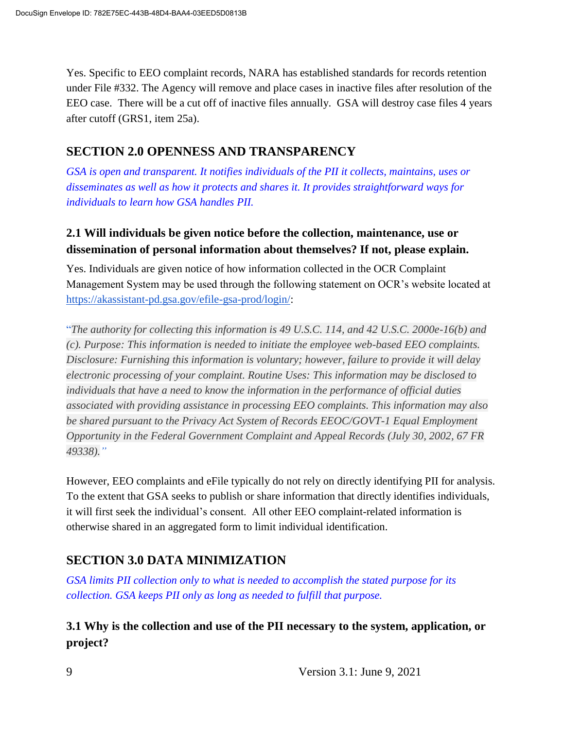Yes. Specific to EEO complaint records, NARA has established standards for records retention under File #332. The Agency will remove and place cases in inactive files after resolution of the EEO case. There will be a cut off of inactive files annually. GSA will destroy case files 4 years after cutoff (GRS1, item 25a).

## SECTION 2.0 OPENNESS AND TRANSPARENCY

*GSA is open and transparent. It notifies individuals of the PII it collects, maintains, uses or disseminates as well as how it protects and shares it. It provides straightforward ways for individuals to learn how GSA handles PII.*

### 2.1 Will individuals be given notice before the collection, maintenance, use or dissemination of personal information about themselves? If not, please explain.

Yes. Individuals are given notice of how information collected in the OCR Complaint Management System may be used through the following statement on OCR's website located at https://akassistant-pd.gsa.gov/efile-gsa-prod/login/:

"*The authority for collecting this information is 49 U.S.C. 114, and 42 U.S.C. 2000e-16(b) and (c). Purpose: This information is needed to initiate the employee web-based EEO complaints. Disclosure: Furnishing this information is voluntary; however, failure to provide it will delay electronic processing of your complaint. Routine Uses: This information may be disclosed to individuals that have a need to know the information in the performance of official duties associated with providing assistance in processing EEO complaints. This information may also be shared pursuant to the Privacy Act System of Records EEOC/GOVT-1 Equal Employment Opportunity in the Federal Government Complaint and Appeal Records (July 30, 2002, 67 FR 49338).*"

However, EEO complaints and eFile typically do not rely on directly identifying PII for analysis. To the extent that GSA seeks to publish or share information that directly identifies individuals, it will first seek the individual's consent. All other EEO complaint-related information is otherwise shared in an aggregated form to limit individual identification.

## SECTION 3.0 DATA MINIMIZATION

*GSA limits PII collection only to what is needed to accomplish the stated purpose for its collection. GSA keeps PII only as long as needed to fulfill that purpose.*

### 3.1 Why is the collection and use of the PII necessary to the system, application, or project?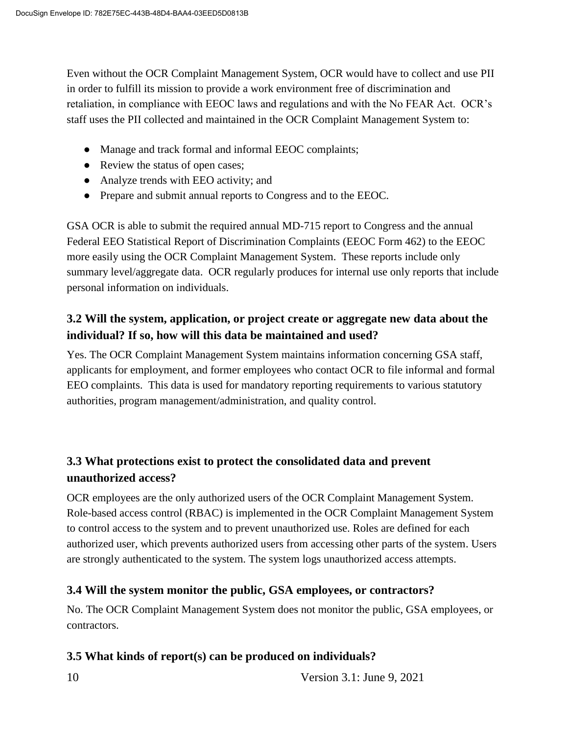Even without the OCR Complaint Management System, OCR would have to collect and use PII in order to fulfill its mission to provide a work environment free of discrimination and retaliation, in compliance with EEOC laws and regulations and with the No FEAR Act. OCR's staff uses the PII collected and maintained in the OCR Complaint Management System to:

- Manage and track formal and informal EEOC complaints;
- Review the status of open cases;
- Analyze trends with EEO activity; and
- Prepare and submit annual reports to Congress and to the EEOC.

GSA OCR is able to submit the required annual MD-715 report to Congress and the annual Federal EEO Statistical Report of Discrimination Complaints (EEOC Form 462) to the EEOC more easily using the OCR Complaint Management System. These reports include only summary level/aggregate data. OCR regularly produces for internal use only reports that include personal information on individuals.

### 3.2 Will the system, application, or project create or aggregate new data about the individual? If so, how will this data be maintained and used?

Yes. The OCR Complaint Management System maintains information concerning GSA staff, applicants for employment, and former employees who contact OCR to file informal and formal EEO complaints. This data is used for mandatory reporting requirements to various statutory authorities, program management/administration, and quality control.

### 3.3 What protections exist to protect the consolidated data and prevent unauthorized access?

OCR employees are the only authorized users of the OCR Complaint Management System. Role-based access control (RBAC) is implemented in the OCR Complaint Management System to control access to the system and to prevent unauthorized use. Roles are defined for each authorized user, which prevents authorized users from accessing other parts of the system. Users are strongly authenticated to the system. The system logs unauthorized access attempts.

### 3.4 Will the system monitor the public, GSA employees, or contractors?

No. The OCR Complaint Management System does not monitor the public, GSA employees, or contractors.

### 3.5 What kinds of report(s) can be produced on individuals?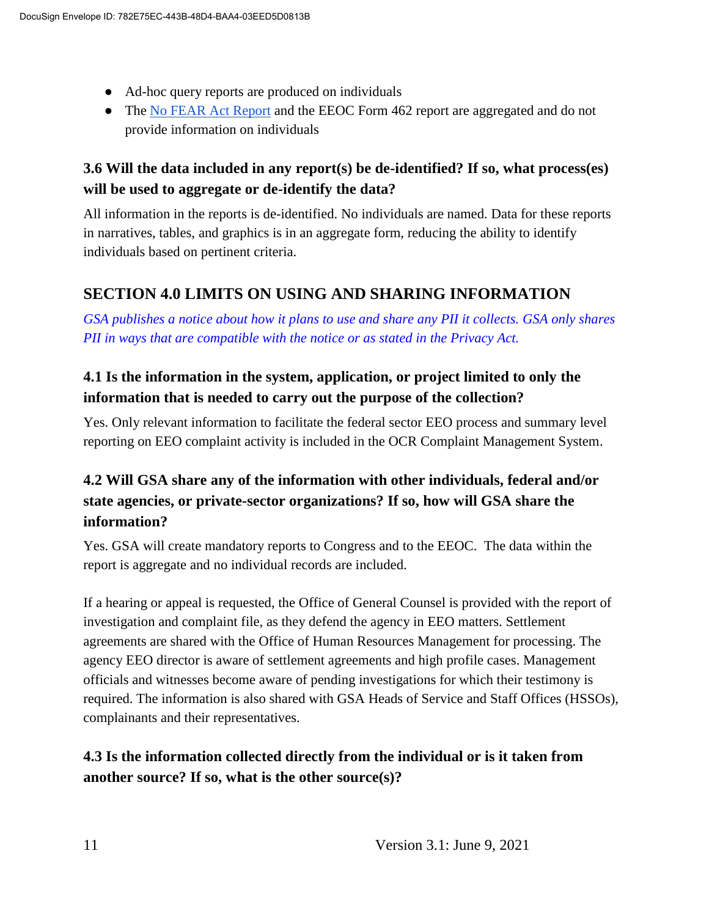- Ad-hoc query reports are produced on individuals
- The [No FEAR Act Report](#) and the EEOC Form 462 report are aggregated and do not provide information on individuals

### 3.6 Will the data included in any report(s) be de-identified? If so, what process(es) will be used to aggregate or de-identify the data?

All information in the reports is de-identified. No individuals are named. Data for these reports in narratives, tables, and graphics is in an aggregate form, reducing the ability to identify individuals based on pertinent criteria.

## SECTION 4.0 LIMITS ON USING AND SHARING INFORMATION

*GSA publishes a notice about how it plans to use and share any PII it collects. GSA only shares PII in ways that are compatible with the notice or as stated in the Privacy Act.*

### 4.1 Is the information in the system, application, or project limited to only the information that is needed to carry out the purpose of the collection?

Yes. Only relevant information to facilitate the federal sector EEO process and summary level reporting on EEO complaint activity is included in the OCR Complaint Management System.

### 4.2 Will GSA share any of the information with other individuals, federal and/or state agencies, or private-sector organizations? If so, how will GSA share the information?

Yes. GSA will create mandatory reports to Congress and to the EEOC. The data within the report is aggregate and no individual records are included.

If a hearing or appeal is requested, the Office of General Counsel is provided with the report of investigation and complaint file, as they defend the agency in EEO matters. Settlement agreements are shared with the Office of Human Resources Management for processing. The agency EEO director is aware of settlement agreements and high profile cases. Management officials and witnesses become aware of pending investigations for which their testimony is required. The information is also shared with GSA Heads of Service and Staff Offices (HSSOs), complainants and their representatives.

### 4.3 Is the information collected directly from the individual or is it taken from another source? If so, what is the other source(s)?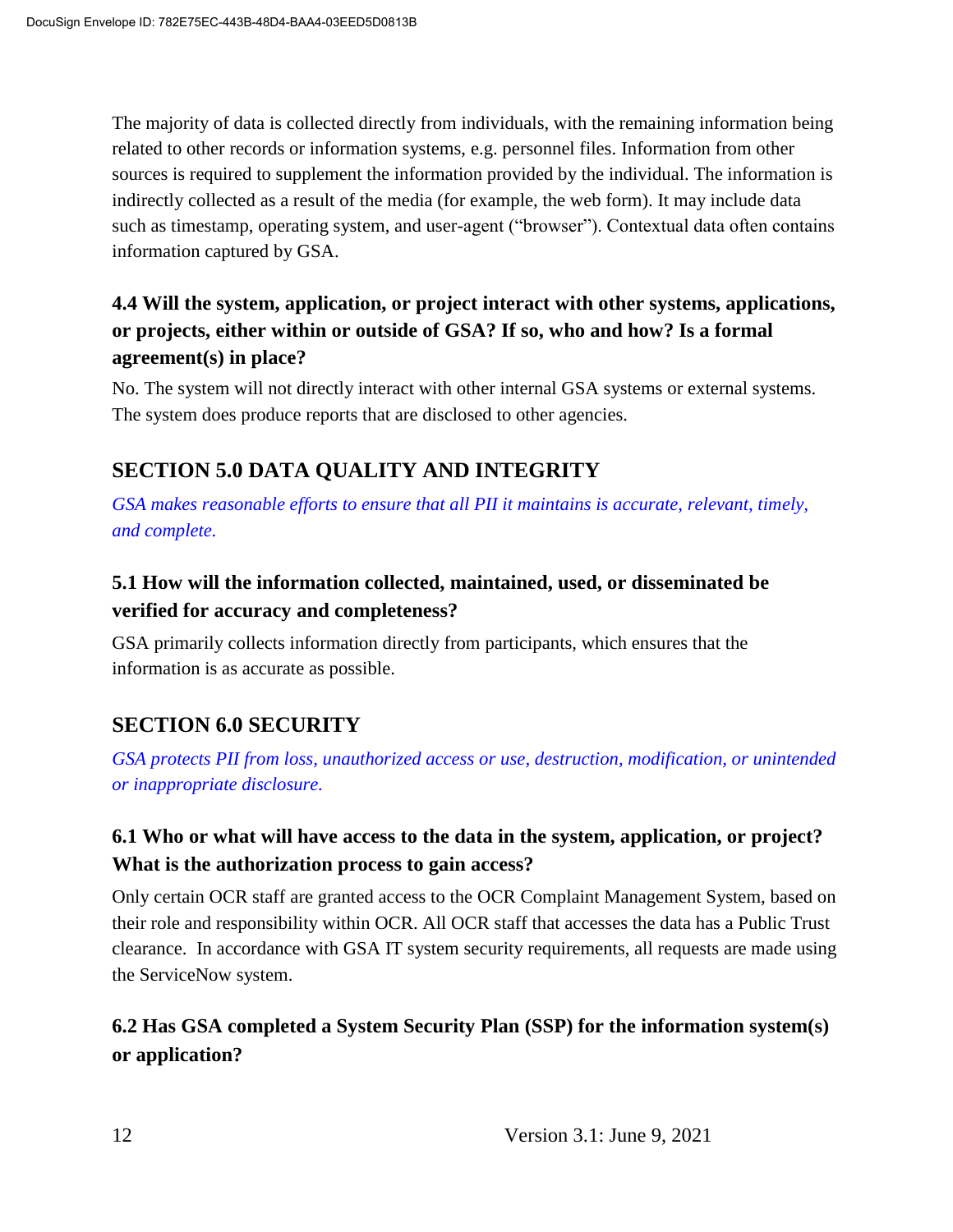The majority of data is collected directly from individuals, with the remaining information being related to other records or information systems, e.g. personnel files. Information from other sources is required to supplement the information provided by the individual. The information is indirectly collected as a result of the media (for example, the web form). It may include data such as timestamp, operating system, and user-agent ("browser"). Contextual data often contains information captured by GSA.

### 4.4 Will the system, application, or project interact with other systems, applications, or projects, either within or outside of GSA? If so, who and how? Is a formal agreement(s) in place?

No. The system will not directly interact with other internal GSA systems or external systems. The system does produce reports that are disclosed to other agencies.

## SECTION 5.0 DATA QUALITY AND INTEGRITY

*GSA makes reasonable efforts to ensure that all PII it maintains is accurate, relevant, timely, and complete.*

### 5.1 How will the information collected, maintained, used, or disseminated be verified for accuracy and completeness?

GSA primarily collects information directly from participants, which ensures that the information is as accurate as possible.

## SECTION 6.0 SECURITY

*GSA protects PII from loss, unauthorized access or use, destruction, modification, or unintended or inappropriate disclosure.*

### 6.1 Who or what will have access to the data in the system, application, or project? What is the authorization process to gain access?

Only certain OCR staff are granted access to the OCR Complaint Management System, based on their role and responsibility within OCR. All OCR staff that accesses the data has a Public Trust clearance. In accordance with GSA IT system security requirements, all requests are made using the ServiceNow system.

### 6.2 Has GSA completed a System Security Plan (SSP) for the information system(s) or application?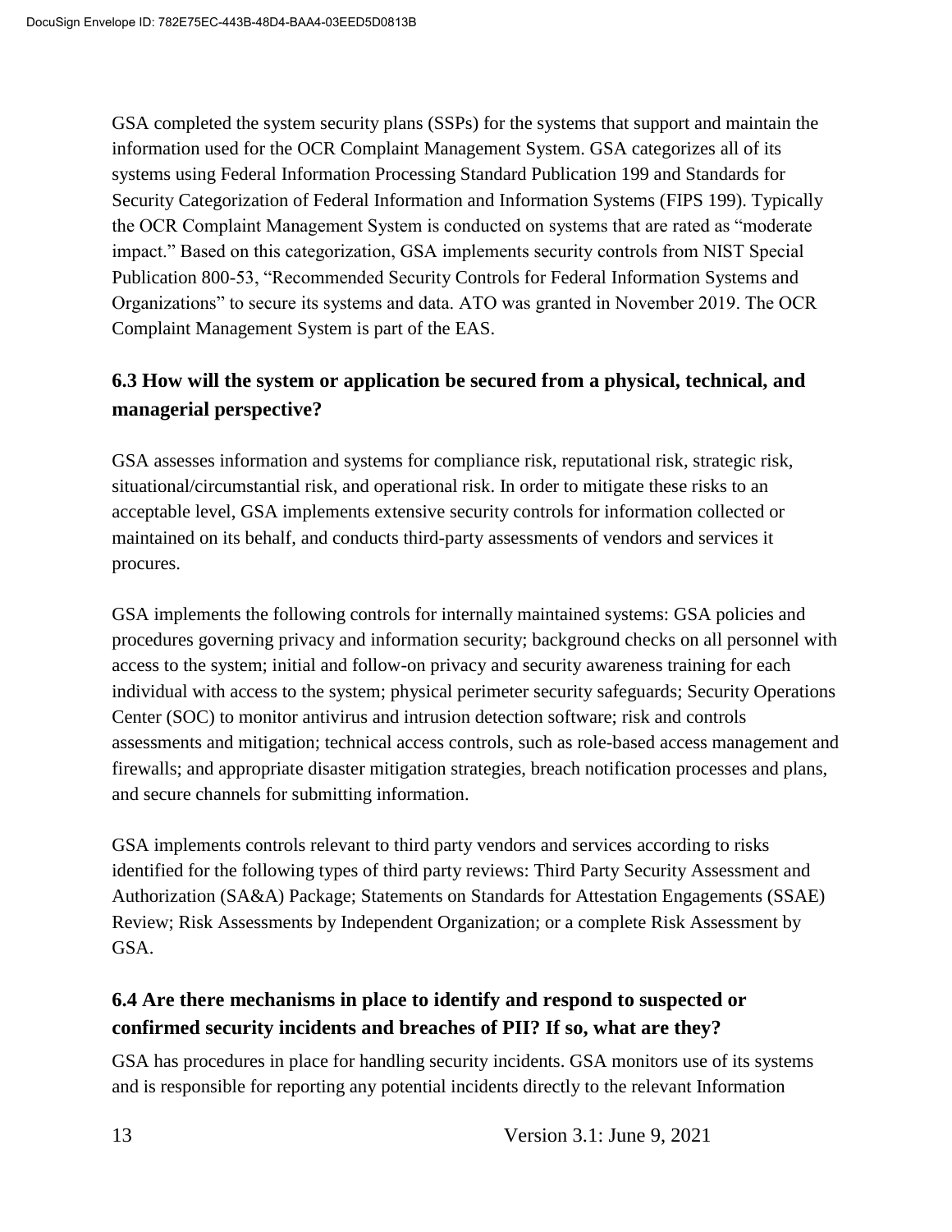GSA completed the system security plans (SSPs) for the systems that support and maintain the information used for the OCR Complaint Management System. GSA categorizes all of its systems using Federal Information Processing Standard Publication 199 and Standards for Security Categorization of Federal Information and Information Systems (FIPS 199). Typically the OCR Complaint Management System is conducted on systems that are rated as "moderate impact." Based on this categorization, GSA implements security controls from NIST Special Publication 800-53, "Recommended Security Controls for Federal Information Systems and Organizations" to secure its systems and data. ATO was granted in November 2019. The OCR Complaint Management System is part of the EAS.

## 6.3 How will the system or application be secured from a physical, technical, and managerial perspective?

GSA assesses information and systems for compliance risk, reputational risk, strategic risk, situational/circumstantial risk, and operational risk. In order to mitigate these risks to an acceptable level, GSA implements extensive security controls for information collected or maintained on its behalf, and conducts third-party assessments of vendors and services it procures.

GSA implements the following controls for internally maintained systems: GSA policies and procedures governing privacy and information security; background checks on all personnel with access to the system; initial and follow-on privacy and security awareness training for each individual with access to the system; physical perimeter security safeguards; Security Operations Center (SOC) to monitor antivirus and intrusion detection software; risk and controls assessments and mitigation; technical access controls, such as role-based access management and firewalls; and appropriate disaster mitigation strategies, breach notification processes and plans, and secure channels for submitting information.

GSA implements controls relevant to third party vendors and services according to risks identified for the following types of third party reviews: Third Party Security Assessment and Authorization (SA&A) Package; Statements on Standards for Attestation Engagements (SSAE) Review; Risk Assessments by Independent Organization; or a complete Risk Assessment by GSA.

## 6.4 Are there mechanisms in place to identify and respond to suspected or confirmed security incidents and breaches of PII? If so, what are they?

GSA has procedures in place for handling security incidents. GSA monitors use of its systems and is responsible for reporting any potential incidents directly to the relevant Information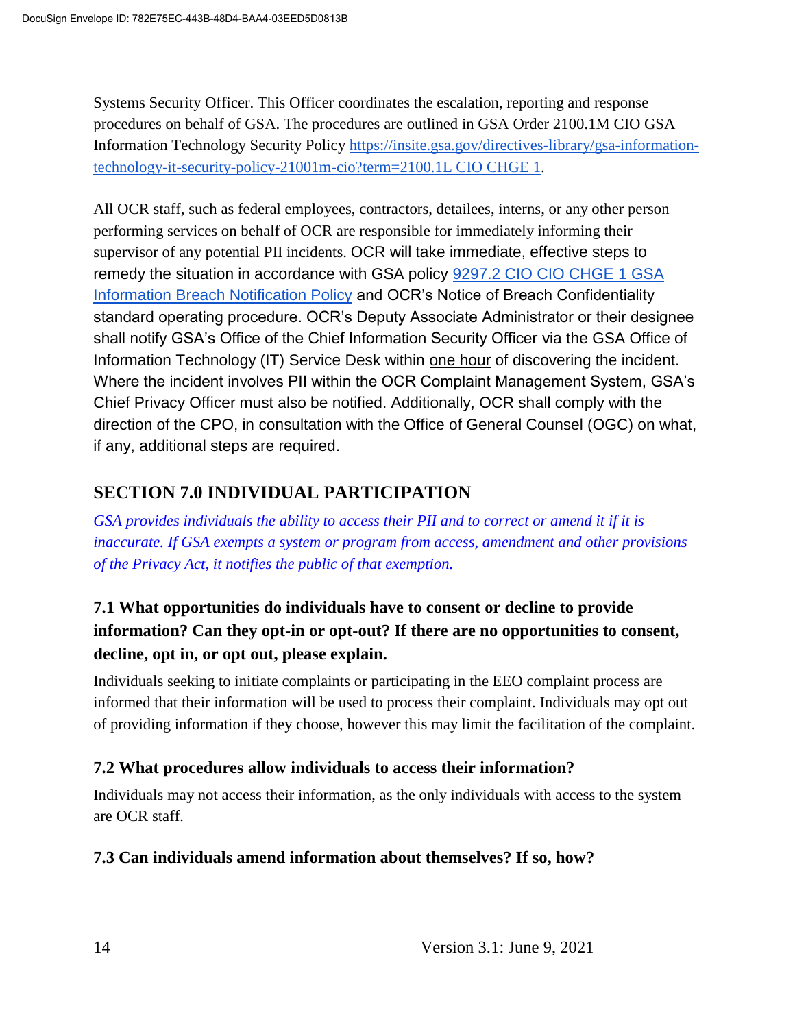Systems Security Officer. This Officer coordinates the escalation, reporting and response procedures on behalf of GSA. The procedures are outlined in GSA Order 2100.1M CIO GSA Information Technology Security Policy [https://insite.gsa.gov/directives-library/gsa-information-technology-it-security-policy-21001m-cio?term=2100.1L CIO CHGE 1](https://insite.gsa.gov/directives-library/gsa-information-technology-it-security-policy-21001m-cio?term=2100.1L CIO CHGE 1).

All OCR staff, such as federal employees, contractors, detailees, interns, or any other person performing services on behalf of OCR are responsible for immediately informing their supervisor of any potential PII incidents. OCR will take immediate, effective steps to remedy the situation in accordance with GSA policy [9297.2 CIO CIO CHGE 1 GSA Information Breach Notification Policy]() and OCR's Notice of Breach Confidentiality standard operating procedure. OCR's Deputy Associate Administrator or their designee shall notify GSA's Office of the Chief Information Security Officer via the GSA Office of Information Technology (IT) Service Desk within <u>one hour</u> of discovering the incident. Where the incident involves PII within the OCR Complaint Management System, GSA's Chief Privacy Officer must also be notified. Additionally, OCR shall comply with the direction of the CPO, in consultation with the Office of General Counsel (OGC) on what, if any, additional steps are required.

## SECTION 7.0 INDIVIDUAL PARTICIPATION

*GSA provides individuals the ability to access their PII and to correct or amend it if it is inaccurate. If GSA exempts a system or program from access, amendment and other provisions of the Privacy Act, it notifies the public of that exemption.*

### 7.1 What opportunities do individuals have to consent or decline to provide information? Can they opt-in or opt-out? If there are no opportunities to consent, decline, opt in, or opt out, please explain.

Individuals seeking to initiate complaints or participating in the EEO complaint process are informed that their information will be used to process their complaint. Individuals may opt out of providing information if they choose, however this may limit the facilitation of the complaint.

### 7.2 What procedures allow individuals to access their information?

Individuals may not access their information, as the only individuals with access to the system are OCR staff.

### 7.3 Can individuals amend information about themselves? If so, how?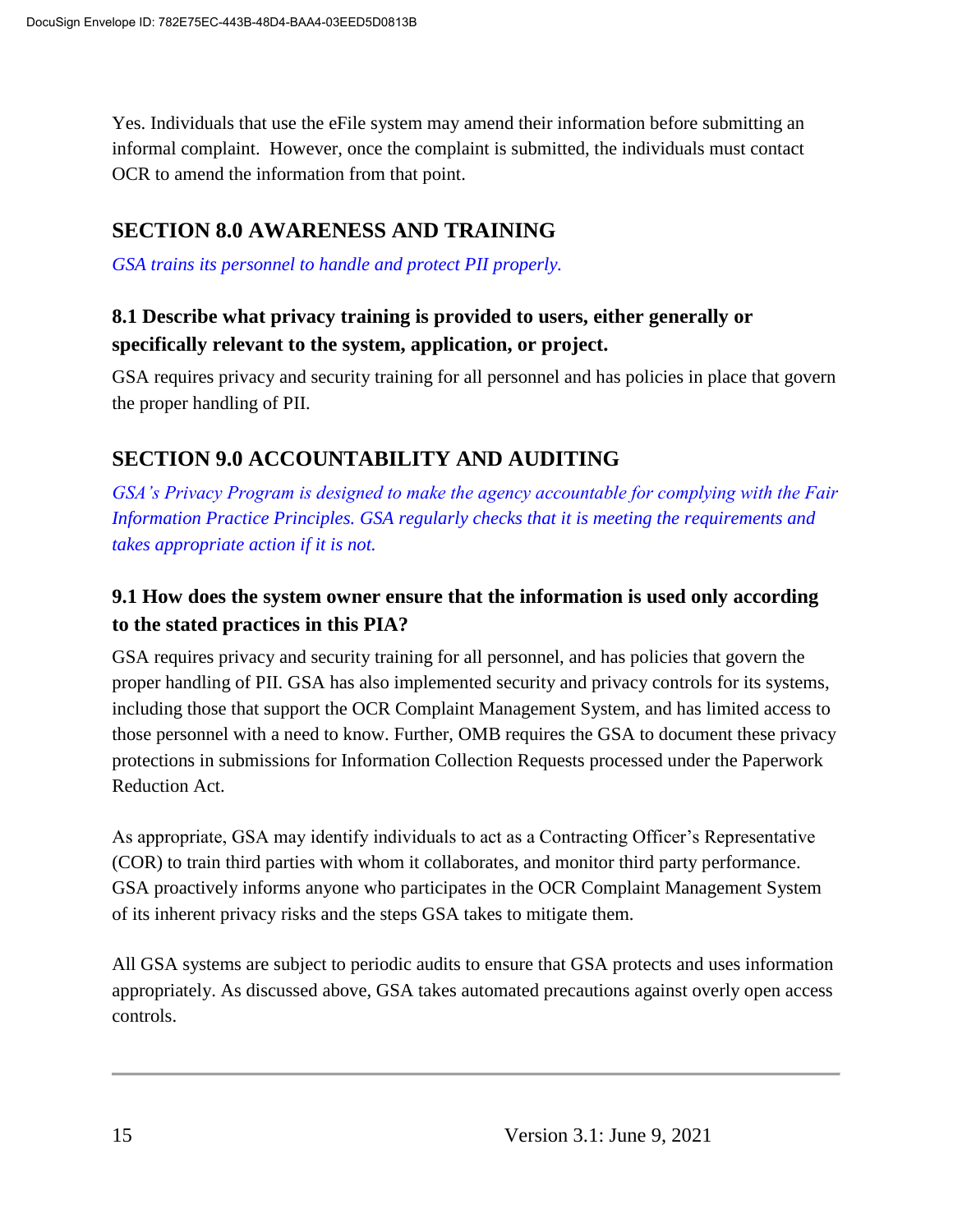Yes. Individuals that use the eFile system may amend their information before submitting an informal complaint. However, once the complaint is submitted, the individuals must contact OCR to amend the information from that point.

## SECTION 8.0 AWARENESS AND TRAINING

*GSA trains its personnel to handle and protect PII properly.*

### 8.1 Describe what privacy training is provided to users, either generally or specifically relevant to the system, application, or project.

GSA requires privacy and security training for all personnel and has policies in place that govern the proper handling of PII.

## SECTION 9.0 ACCOUNTABILITY AND AUDITING

*GSA's Privacy Program is designed to make the agency accountable for complying with the Fair Information Practice Principles. GSA regularly checks that it is meeting the requirements and takes appropriate action if it is not.*

### 9.1 How does the system owner ensure that the information is used only according to the stated practices in this PIA?

GSA requires privacy and security training for all personnel, and has policies that govern the proper handling of PII. GSA has also implemented security and privacy controls for its systems, including those that support the OCR Complaint Management System, and has limited access to those personnel with a need to know. Further, OMB requires the GSA to document these privacy protections in submissions for Information Collection Requests processed under the Paperwork Reduction Act.

As appropriate, GSA may identify individuals to act as a Contracting Officer's Representative (COR) to train third parties with whom it collaborates, and monitor third party performance. GSA proactively informs anyone who participates in the OCR Complaint Management System of its inherent privacy risks and the steps GSA takes to mitigate them.

All GSA systems are subject to periodic audits to ensure that GSA protects and uses information appropriately. As discussed above, GSA takes automated precautions against overly open access controls.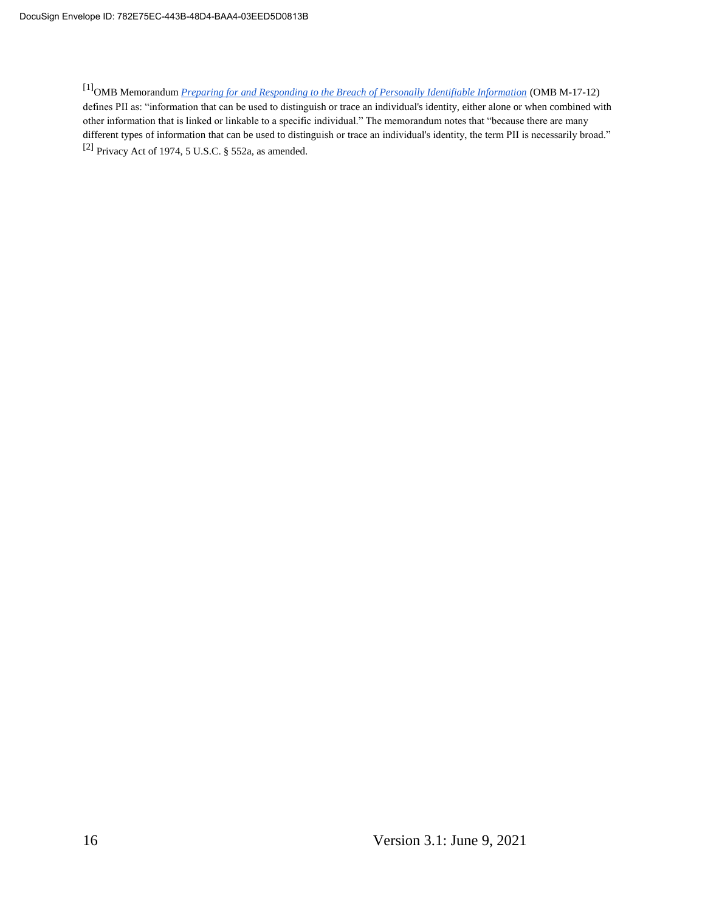[1]OMB Memorandum *Preparing for and Responding to the Breach of Personally Identifiable Information* (OMB M-17-12) defines PII as: "information that can be used to distinguish or trace an individual's identity, either alone or when combined with other information that is linked or linkable to a specific individual." The memorandum notes that "because there are many different types of information that can be used to distinguish or trace an individual's identity, the term PII is necessarily broad."

[2] Privacy Act of 1974, 5 U.S.C. § 552a, as amended.